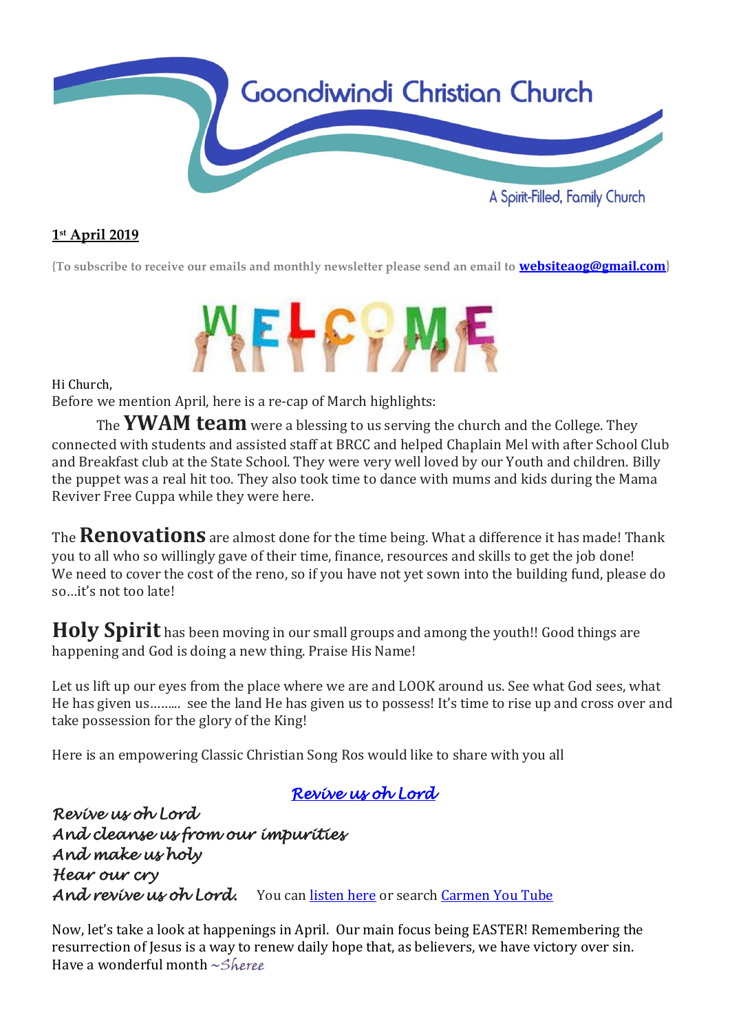# Goondiwindi Christian Church

A Spirit-Filled, Family Church

**1st April 2019**

{To subscribe to receive our emails and monthly newsletter please send an email to **websiteaog@gmail.com**}

WELCOME

Hi Church,
Before we mention April, here is a re-cap of March highlights:

The **YWAM team** were a blessing to us serving the church and the College. They connected with students and assisted staff at BRCC and helped Chaplain Mel with after School Club and Breakfast club at the State School. They were very well loved by our Youth and children. Billy the puppet was a real hit too. They also took time to dance with mums and kids during the Mama Reviver Free Cuppa while they were here.

The **Renovations** are almost done for the time being. What a difference it has made! Thank you to all who so willingly gave of their time, finance, resources and skills to get the job done! We need to cover the cost of the reno, so if you have not yet sown into the building fund, please do so…it's not too late!

**Holy Spirit** has been moving in our small groups and among the youth!! Good things are happening and God is doing a new thing. Praise His Name!

Let us lift up our eyes from the place where we are and LOOK around us. See what God sees, what He has given us……... see the land He has given us to possess! It's time to rise up and cross over and take possession for the glory of the King!

Here is an empowering Classic Christian Song Ros would like to share with you all

*Revive us oh Lord*

*Revive us oh Lord*
*And cleanse us from our impurities*
*And make us holy*
*Hear our cry*
*And revive us oh Lord.* You can listen here or search Carmen You Tube

Now, let's take a look at happenings in April. Our main focus being EASTER! Remembering the resurrection of Jesus is a way to renew daily hope that, as believers, we have victory over sin.
Have a wonderful month ~*Sheree*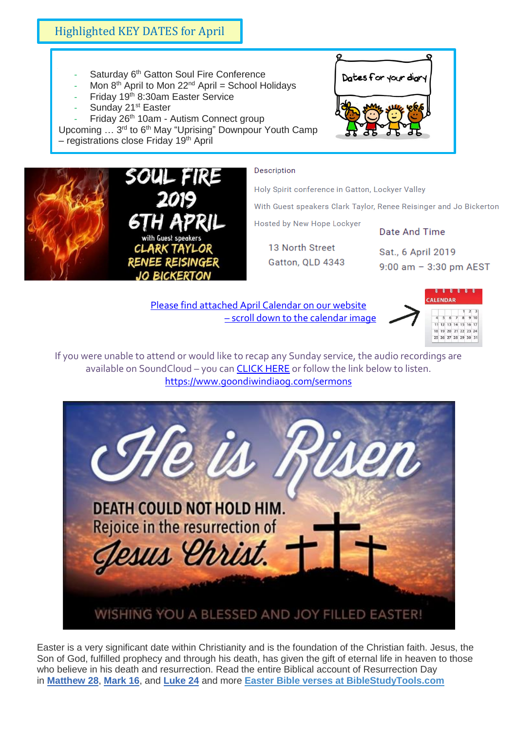## Highlighted KEY DATES for April

- Saturday 6th Gatton Soul Fire Conference
- Mon 8th April to Mon 22nd April = School Holidays
- Friday 19th 8:30am Easter Service
- Sunday 21st Easter
- Friday 26th 10am - Autism Connect group

Upcoming … 3rd to 6th May "Uprising" Downpour Youth Camp – registrations close Friday 19th April

Dates for your diary

SOUL FIRE 2019 6TH APRIL with Guest speakers CLARK TAYLOR RENEE REISINGER JO BICKERTON

Description

Holy Spirit conference in Gatton, Lockyer Valley

With Guest speakers Clark Taylor, Renee Reisinger and Jo Bickerton

Hosted by New Hope Lockyer

13 North Street
Gatton, QLD 4343

**Date And Time**

Sat., 6 April 2019
9:00 am – 3:30 pm AEST

[Please find attached April Calendar on our website – scroll down to the calendar image]

If you were unable to attend or would like to recap any Sunday service, the audio recordings are available on SoundCloud – you can [CLICK HERE] or follow the link below to listen.
https://www.goondiwindiaog.com/sermons

He is Risen

DEATH COULD NOT HOLD HIM. Rejoice in the resurrection of Jesus Christ.

WISHING YOU A BLESSED AND JOY FILLED EASTER!

Easter is a very significant date within Christianity and is the foundation of the Christian faith. Jesus, the Son of God, fulfilled prophecy and through his death, has given the gift of eternal life in heaven to those who believe in his death and resurrection. Read the entire Biblical account of Resurrection Day in **Matthew 28**, **Mark 16**, and **Luke 24** and more **Easter Bible verses at BibleStudyTools.com**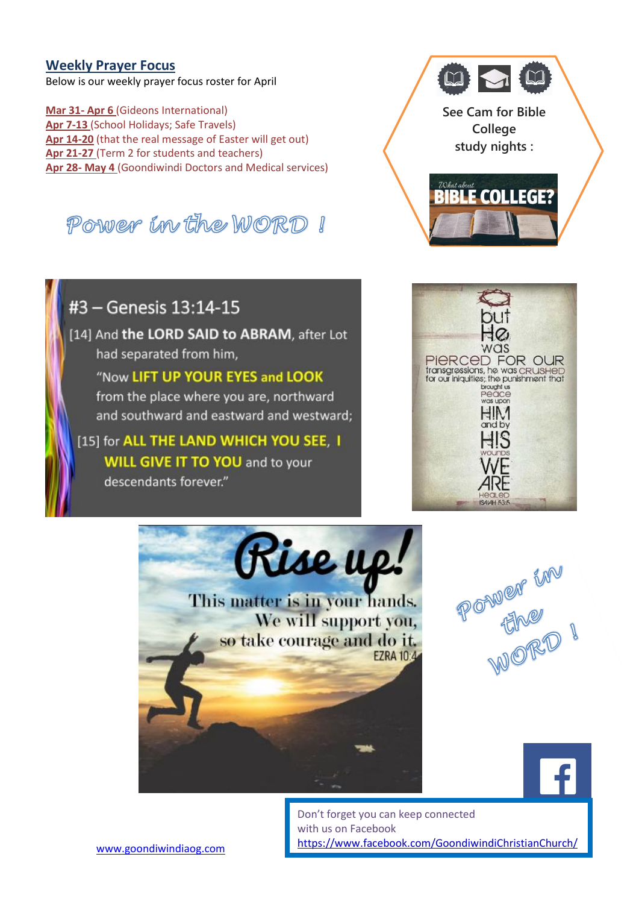## Weekly Prayer Focus

Below is our weekly prayer focus roster for April

**Mar 31- Apr 6** (Gideons International)
**Apr 7-13** (School Holidays; Safe Travels)
**Apr 14-20** (that the real message of Easter will get out)
**Apr 21-27** (Term 2 for students and teachers)
**Apr 28- May 4** (Goondiwindi Doctors and Medical services)

See Cam for Bible College study nights :

What about BIBLE COLLEGE?

*Power in the WORD !*

#3 – Genesis 13:14-15

[14] And **the LORD SAID to ABRAM**, after Lot had separated from him, "Now **LIFT UP YOUR EYES and LOOK** from the place where you are, northward and southward and eastward and westward;

[15] for **ALL THE LAND WHICH YOU SEE, I WILL GIVE IT TO YOU** and to your descendants forever."

but He was PIERCED FOR OUR transgressions, he was CRUSHED for our iniquities; the punishment that brought us Peace was upon HIM and by HIS wounds WE ARE HEALED

ISAIAH 53:5

Rise up!

This matter is in your hands. We will support you, so take courage and do it.

EZRA 10:4

*Power in the WORD !*

[www.goondiwindiaog.com](www.goondiwindiaog.com)

Don't forget you can keep connected with us on Facebook
[https://www.facebook.com/GoondiwindiChristianChurch/](https://www.facebook.com/GoondiwindiChristianChurch/)